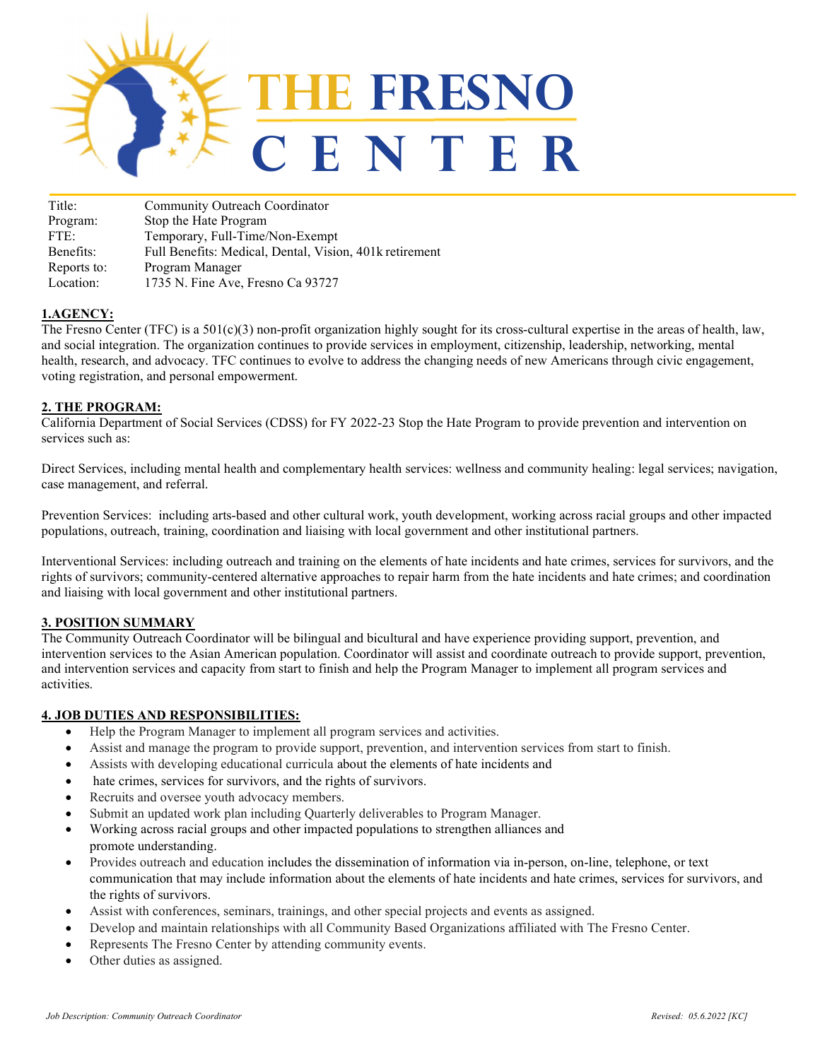# THE FRESNO CENTER

| | |
|---|---|
| Title: | Community Outreach Coordinator |
| Program: | Stop the Hate Program |
| FTE: | Temporary, Full-Time/Non-Exempt |
| Benefits: | Full Benefits: Medical, Dental, Vision, 401k retirement |
| Reports to: | Program Manager |
| Location: | 1735 N. Fine Ave, Fresno Ca 93727 |

## 1.AGENCY:

The Fresno Center (TFC) is a 501(c)(3) non-profit organization highly sought for its cross-cultural expertise in the areas of health, law, and social integration. The organization continues to provide services in employment, citizenship, leadership, networking, mental health, research, and advocacy. TFC continues to evolve to address the changing needs of new Americans through civic engagement, voting registration, and personal empowerment.

## 2. THE PROGRAM:

California Department of Social Services (CDSS) for FY 2022-23 Stop the Hate Program to provide prevention and intervention on services such as:

Direct Services, including mental health and complementary health services: wellness and community healing: legal services; navigation, case management, and referral.

Prevention Services: including arts-based and other cultural work, youth development, working across racial groups and other impacted populations, outreach, training, coordination and liaising with local government and other institutional partners.

Interventional Services: including outreach and training on the elements of hate incidents and hate crimes, services for survivors, and the rights of survivors; community-centered alternative approaches to repair harm from the hate incidents and hate crimes; and coordination and liaising with local government and other institutional partners.

## 3. POSITION SUMMARY

The Community Outreach Coordinator will be bilingual and bicultural and have experience providing support, prevention, and intervention services to the Asian American population. Coordinator will assist and coordinate outreach to provide support, prevention, and intervention services and capacity from start to finish and help the Program Manager to implement all program services and activities.

## 4. JOB DUTIES AND RESPONSIBILITIES:

- Help the Program Manager to implement all program services and activities.
- Assist and manage the program to provide support, prevention, and intervention services from start to finish.
- Assists with developing educational curricula about the elements of hate incidents and
- hate crimes, services for survivors, and the rights of survivors.
- Recruits and oversee youth advocacy members.
- Submit an updated work plan including Quarterly deliverables to Program Manager.
- Working across racial groups and other impacted populations to strengthen alliances and promote understanding.
- Provides outreach and education includes the dissemination of information via in-person, on-line, telephone, or text communication that may include information about the elements of hate incidents and hate crimes, services for survivors, and the rights of survivors.
- Assist with conferences, seminars, trainings, and other special projects and events as assigned.
- Develop and maintain relationships with all Community Based Organizations affiliated with The Fresno Center.
- Represents The Fresno Center by attending community events.
- Other duties as assigned.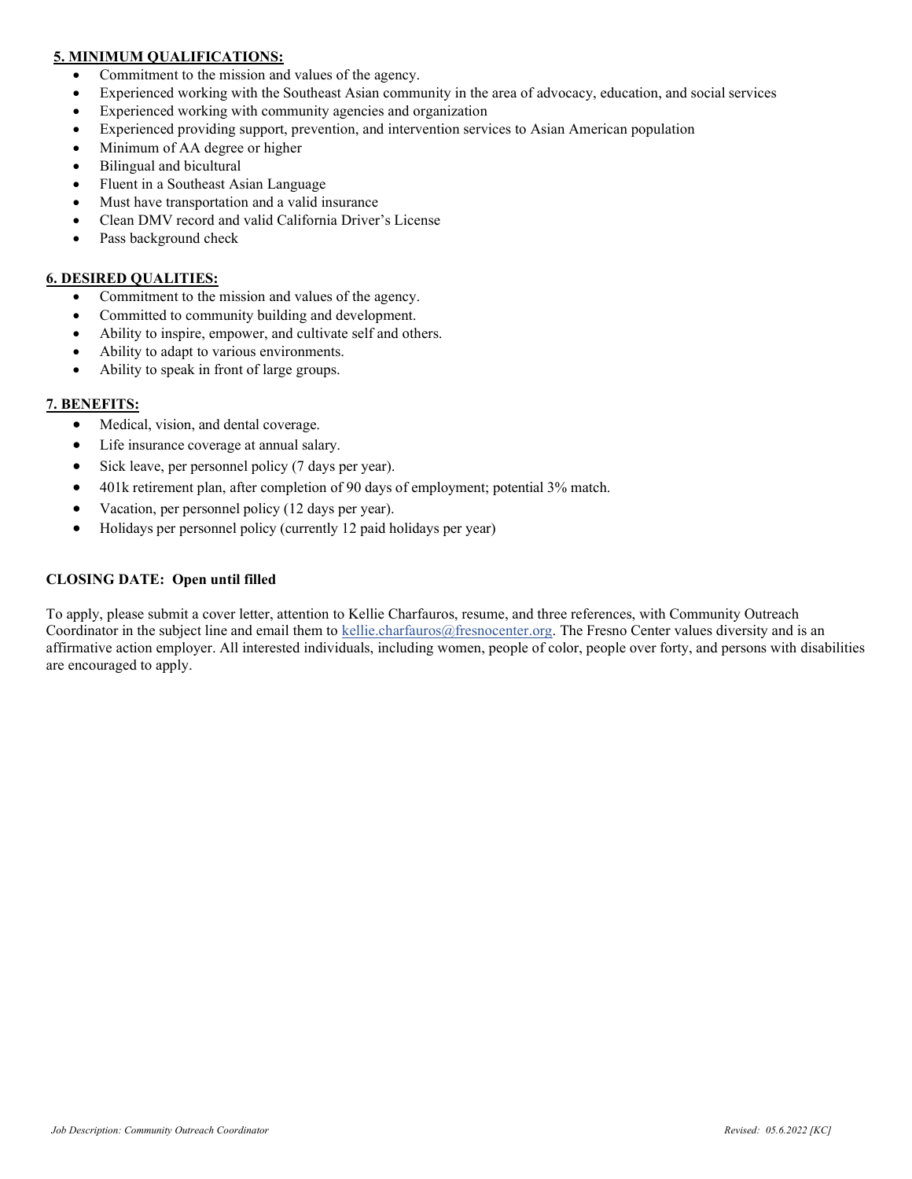## 5. MINIMUM QUALIFICATIONS:

- Commitment to the mission and values of the agency.
- Experienced working with the Southeast Asian community in the area of advocacy, education, and social services
- Experienced working with community agencies and organization
- Experienced providing support, prevention, and intervention services to Asian American population
- Minimum of AA degree or higher
- Bilingual and bicultural
- Fluent in a Southeast Asian Language
- Must have transportation and a valid insurance
- Clean DMV record and valid California Driver's License
- Pass background check

## 6. DESIRED QUALITIES:

- Commitment to the mission and values of the agency.
- Committed to community building and development.
- Ability to inspire, empower, and cultivate self and others.
- Ability to adapt to various environments.
- Ability to speak in front of large groups.

## 7. BENEFITS:

- Medical, vision, and dental coverage.
- Life insurance coverage at annual salary.
- Sick leave, per personnel policy (7 days per year).
- 401k retirement plan, after completion of 90 days of employment; potential 3% match.
- Vacation, per personnel policy (12 days per year).
- Holidays per personnel policy (currently 12 paid holidays per year)

**CLOSING DATE: Open until filled**

To apply, please submit a cover letter, attention to Kellie Charfauros, resume, and three references, with Community Outreach Coordinator in the subject line and email them to kellie.charfauros@fresnocenter.org. The Fresno Center values diversity and is an affirmative action employer. All interested individuals, including women, people of color, people over forty, and persons with disabilities are encouraged to apply.